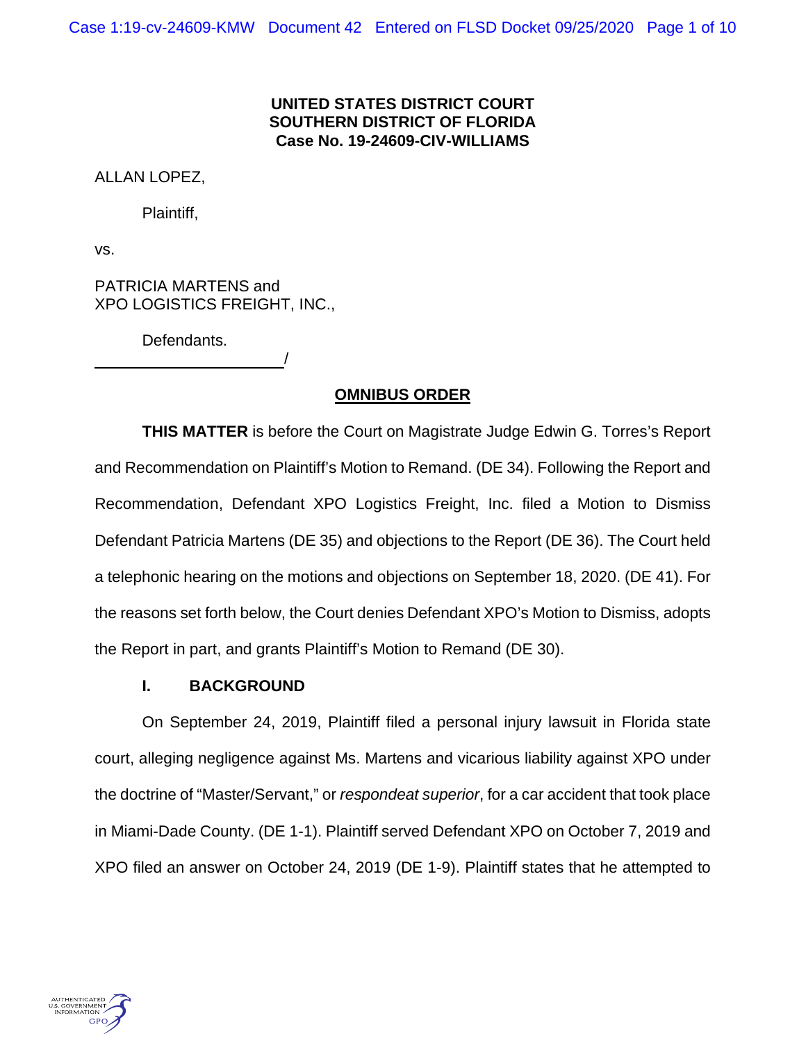**UNITED STATES DISTRICT COURT**
**SOUTHERN DISTRICT OF FLORIDA**
**Case No. 19-24609-CIV-WILLIAMS**

ALLAN LOPEZ,

Plaintiff,

vs.

PATRICIA MARTENS and
XPO LOGISTICS FREIGHT, INC.,

Defendants.
_______________________/

## OMNIBUS ORDER

**THIS MATTER** is before the Court on Magistrate Judge Edwin G. Torres's Report and Recommendation on Plaintiff's Motion to Remand. (DE 34). Following the Report and Recommendation, Defendant XPO Logistics Freight, Inc. filed a Motion to Dismiss Defendant Patricia Martens (DE 35) and objections to the Report (DE 36). The Court held a telephonic hearing on the motions and objections on September 18, 2020. (DE 41). For the reasons set forth below, the Court denies Defendant XPO's Motion to Dismiss, adopts the Report in part, and grants Plaintiff's Motion to Remand (DE 30).

### I. BACKGROUND

On September 24, 2019, Plaintiff filed a personal injury lawsuit in Florida state court, alleging negligence against Ms. Martens and vicarious liability against XPO under the doctrine of "Master/Servant," or *respondeat superior*, for a car accident that took place in Miami-Dade County. (DE 1-1). Plaintiff served Defendant XPO on October 7, 2019 and XPO filed an answer on October 24, 2019 (DE 1-9). Plaintiff states that he attempted to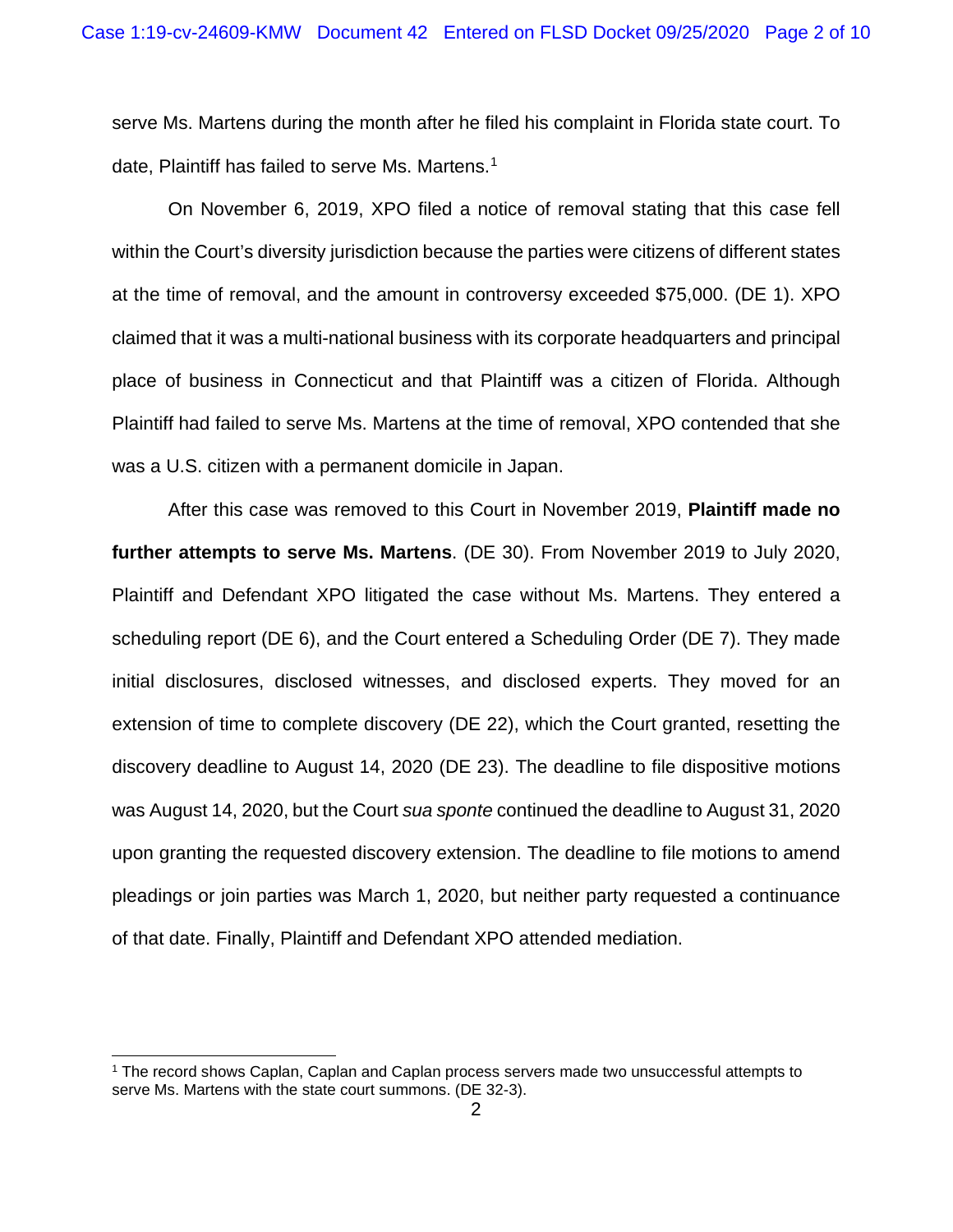serve Ms. Martens during the month after he filed his complaint in Florida state court. To date, Plaintiff has failed to serve Ms. Martens.[1]

On November 6, 2019, XPO filed a notice of removal stating that this case fell within the Court's diversity jurisdiction because the parties were citizens of different states at the time of removal, and the amount in controversy exceeded $75,000. (DE 1). XPO claimed that it was a multi-national business with its corporate headquarters and principal place of business in Connecticut and that Plaintiff was a citizen of Florida. Although Plaintiff had failed to serve Ms. Martens at the time of removal, XPO contended that she was a U.S. citizen with a permanent domicile in Japan.

After this case was removed to this Court in November 2019, **Plaintiff made no further attempts to serve Ms. Martens**. (DE 30). From November 2019 to July 2020, Plaintiff and Defendant XPO litigated the case without Ms. Martens. They entered a scheduling report (DE 6), and the Court entered a Scheduling Order (DE 7). They made initial disclosures, disclosed witnesses, and disclosed experts. They moved for an extension of time to complete discovery (DE 22), which the Court granted, resetting the discovery deadline to August 14, 2020 (DE 23). The deadline to file dispositive motions was August 14, 2020, but the Court *sua sponte* continued the deadline to August 31, 2020 upon granting the requested discovery extension. The deadline to file motions to amend pleadings or join parties was March 1, 2020, but neither party requested a continuance of that date. Finally, Plaintiff and Defendant XPO attended mediation.

[1] The record shows Caplan, Caplan and Caplan process servers made two unsuccessful attempts to serve Ms. Martens with the state court summons. (DE 32-3).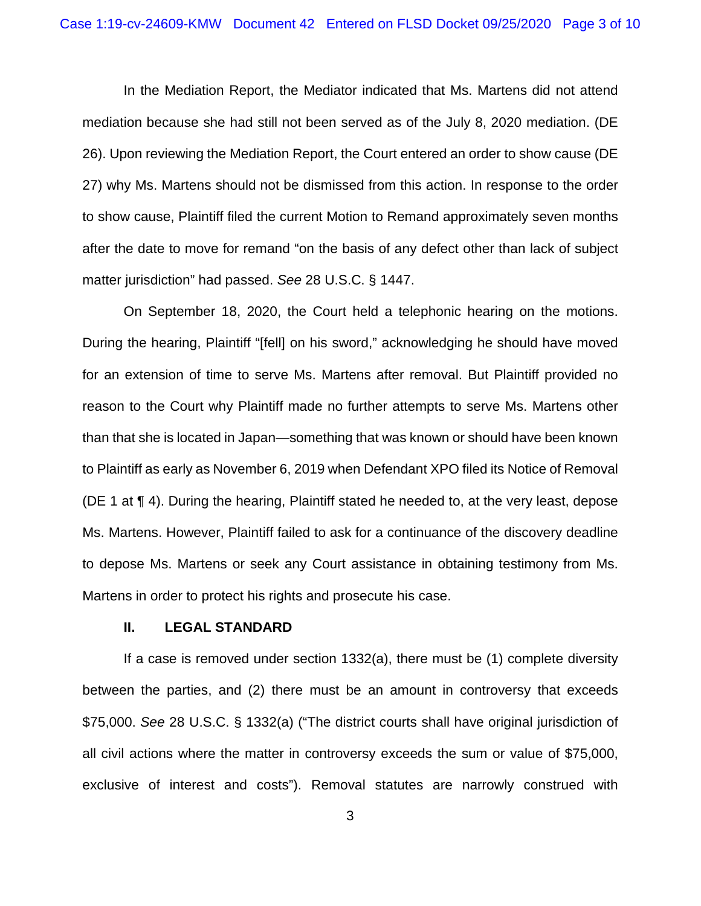In the Mediation Report, the Mediator indicated that Ms. Martens did not attend mediation because she had still not been served as of the July 8, 2020 mediation. (DE 26). Upon reviewing the Mediation Report, the Court entered an order to show cause (DE 27) why Ms. Martens should not be dismissed from this action. In response to the order to show cause, Plaintiff filed the current Motion to Remand approximately seven months after the date to move for remand "on the basis of any defect other than lack of subject matter jurisdiction" had passed. *See* 28 U.S.C. § 1447.

On September 18, 2020, the Court held a telephonic hearing on the motions. During the hearing, Plaintiff "[fell] on his sword," acknowledging he should have moved for an extension of time to serve Ms. Martens after removal. But Plaintiff provided no reason to the Court why Plaintiff made no further attempts to serve Ms. Martens other than that she is located in Japan—something that was known or should have been known to Plaintiff as early as November 6, 2019 when Defendant XPO filed its Notice of Removal (DE 1 at ¶ 4). During the hearing, Plaintiff stated he needed to, at the very least, depose Ms. Martens. However, Plaintiff failed to ask for a continuance of the discovery deadline to depose Ms. Martens or seek any Court assistance in obtaining testimony from Ms. Martens in order to protect his rights and prosecute his case.

## II. LEGAL STANDARD

If a case is removed under section 1332(a), there must be (1) complete diversity between the parties, and (2) there must be an amount in controversy that exceeds $75,000. *See* 28 U.S.C. § 1332(a) ("The district courts shall have original jurisdiction of all civil actions where the matter in controversy exceeds the sum or value of $75,000, exclusive of interest and costs"). Removal statutes are narrowly construed with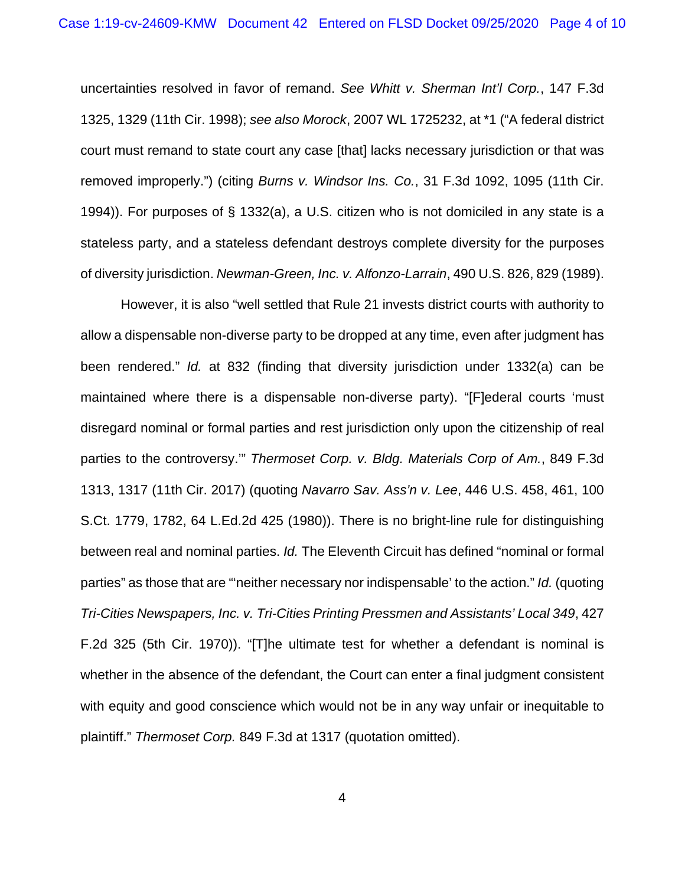uncertainties resolved in favor of remand. *See Whitt v. Sherman Int'l Corp.*, 147 F.3d 1325, 1329 (11th Cir. 1998); *see also Morock*, 2007 WL 1725232, at *1 ("A federal district court must remand to state court any case [that] lacks necessary jurisdiction or that was removed improperly.") (citing *Burns v. Windsor Ins. Co.*, 31 F.3d 1092, 1095 (11th Cir. 1994)). For purposes of § 1332(a), a U.S. citizen who is not domiciled in any state is a stateless party, and a stateless defendant destroys complete diversity for the purposes of diversity jurisdiction. *Newman-Green, Inc. v. Alfonzo-Larrain*, 490 U.S. 826, 829 (1989).

However, it is also "well settled that Rule 21 invests district courts with authority to allow a dispensable non-diverse party to be dropped at any time, even after judgment has been rendered." *Id.* at 832 (finding that diversity jurisdiction under 1332(a) can be maintained where there is a dispensable non-diverse party). "[F]ederal courts 'must disregard nominal or formal parties and rest jurisdiction only upon the citizenship of real parties to the controversy.'" *Thermoset Corp. v. Bldg. Materials Corp of Am.*, 849 F.3d 1313, 1317 (11th Cir. 2017) (quoting *Navarro Sav. Ass'n v. Lee*, 446 U.S. 458, 461, 100 S.Ct. 1779, 1782, 64 L.Ed.2d 425 (1980)). There is no bright-line rule for distinguishing between real and nominal parties. *Id.* The Eleventh Circuit has defined "nominal or formal parties" as those that are "'neither necessary nor indispensable' to the action." *Id.* (quoting *Tri-Cities Newspapers, Inc. v. Tri-Cities Printing Pressmen and Assistants' Local 349*, 427 F.2d 325 (5th Cir. 1970)). "[T]he ultimate test for whether a defendant is nominal is whether in the absence of the defendant, the Court can enter a final judgment consistent with equity and good conscience which would not be in any way unfair or inequitable to plaintiff." *Thermoset Corp.* 849 F.3d at 1317 (quotation omitted).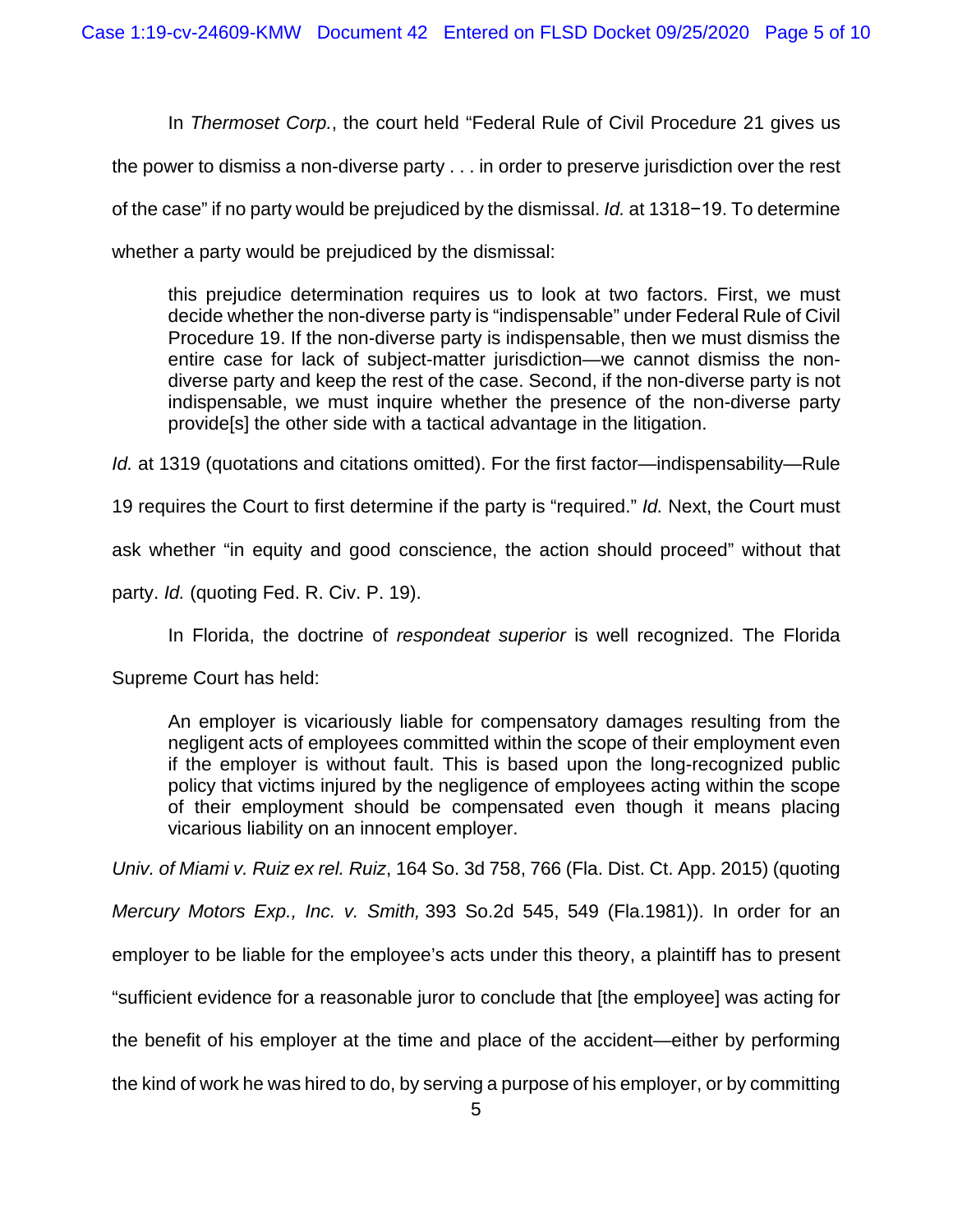In *Thermoset Corp.*, the court held "Federal Rule of Civil Procedure 21 gives us the power to dismiss a non-diverse party . . . in order to preserve jurisdiction over the rest of the case" if no party would be prejudiced by the dismissal. *Id.* at 1318−19. To determine whether a party would be prejudiced by the dismissal:

> this prejudice determination requires us to look at two factors. First, we must decide whether the non-diverse party is "indispensable" under Federal Rule of Civil Procedure 19. If the non-diverse party is indispensable, then we must dismiss the entire case for lack of subject-matter jurisdiction—we cannot dismiss the non-diverse party and keep the rest of the case. Second, if the non-diverse party is not indispensable, we must inquire whether the presence of the non-diverse party provide[s] the other side with a tactical advantage in the litigation.

*Id.* at 1319 (quotations and citations omitted). For the first factor—indispensability—Rule 19 requires the Court to first determine if the party is "required." *Id.* Next, the Court must ask whether "in equity and good conscience, the action should proceed" without that party. *Id.* (quoting Fed. R. Civ. P. 19).

In Florida, the doctrine of *respondeat superior* is well recognized. The Florida Supreme Court has held:

> An employer is vicariously liable for compensatory damages resulting from the negligent acts of employees committed within the scope of their employment even if the employer is without fault. This is based upon the long-recognized public policy that victims injured by the negligence of employees acting within the scope of their employment should be compensated even though it means placing vicarious liability on an innocent employer.

*Univ. of Miami v. Ruiz ex rel. Ruiz*, 164 So. 3d 758, 766 (Fla. Dist. Ct. App. 2015) (quoting *Mercury Motors Exp., Inc. v. Smith,* 393 So.2d 545, 549 (Fla.1981)). In order for an employer to be liable for the employee's acts under this theory, a plaintiff has to present "sufficient evidence for a reasonable juror to conclude that [the employee] was acting for the benefit of his employer at the time and place of the accident—either by performing the kind of work he was hired to do, by serving a purpose of his employer, or by committing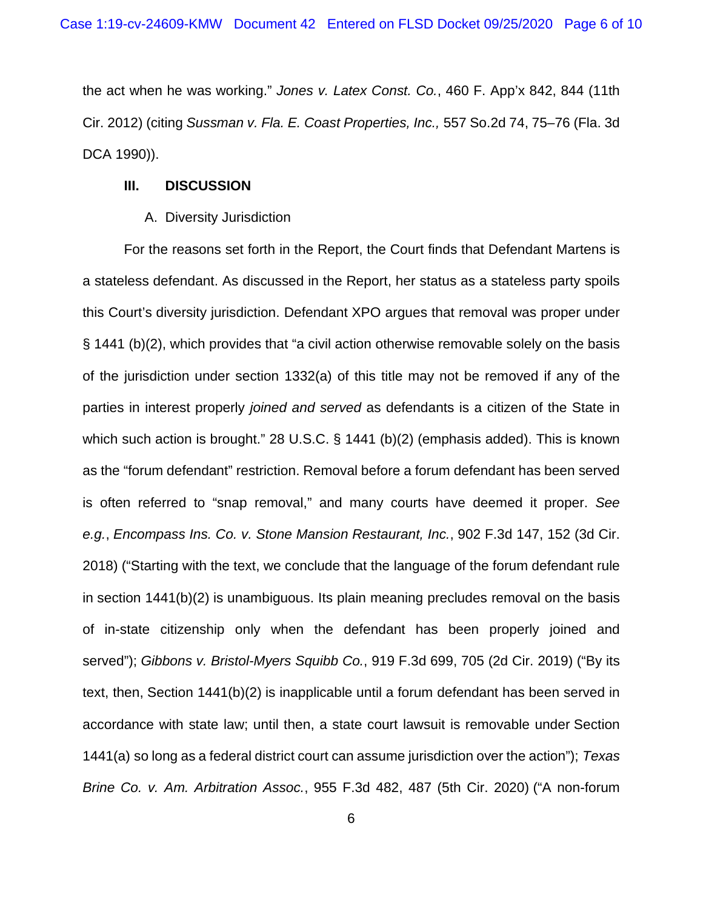the act when he was working." *Jones v. Latex Const. Co.*, 460 F. App'x 842, 844 (11th Cir. 2012) (citing *Sussman v. Fla. E. Coast Properties, Inc.,* 557 So.2d 74, 75–76 (Fla. 3d DCA 1990)).

## III. DISCUSSION

### A. Diversity Jurisdiction

For the reasons set forth in the Report, the Court finds that Defendant Martens is a stateless defendant. As discussed in the Report, her status as a stateless party spoils this Court's diversity jurisdiction. Defendant XPO argues that removal was proper under § 1441 (b)(2), which provides that "a civil action otherwise removable solely on the basis of the jurisdiction under section 1332(a) of this title may not be removed if any of the parties in interest properly *joined and served* as defendants is a citizen of the State in which such action is brought." 28 U.S.C. § 1441 (b)(2) (emphasis added). This is known as the "forum defendant" restriction. Removal before a forum defendant has been served is often referred to "snap removal," and many courts have deemed it proper. *See e.g.*, *Encompass Ins. Co. v. Stone Mansion Restaurant, Inc.*, 902 F.3d 147, 152 (3d Cir. 2018) ("Starting with the text, we conclude that the language of the forum defendant rule in section 1441(b)(2) is unambiguous. Its plain meaning precludes removal on the basis of in-state citizenship only when the defendant has been properly joined and served"); *Gibbons v. Bristol-Myers Squibb Co.*, 919 F.3d 699, 705 (2d Cir. 2019) ("By its text, then, Section 1441(b)(2) is inapplicable until a forum defendant has been served in accordance with state law; until then, a state court lawsuit is removable under Section 1441(a) so long as a federal district court can assume jurisdiction over the action"); *Texas Brine Co. v. Am. Arbitration Assoc.*, 955 F.3d 482, 487 (5th Cir. 2020) ("A non-forum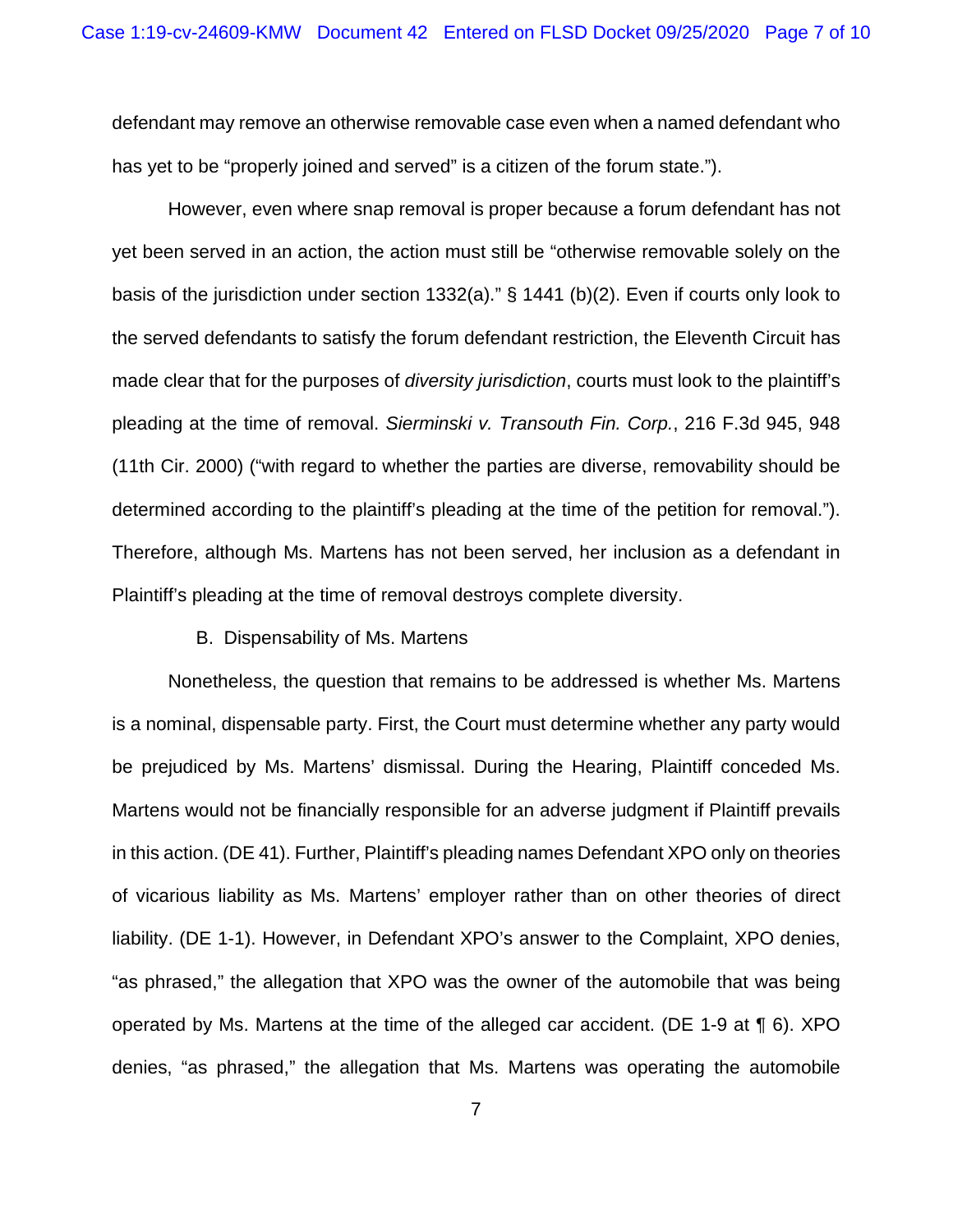defendant may remove an otherwise removable case even when a named defendant who has yet to be "properly joined and served" is a citizen of the forum state.").

However, even where snap removal is proper because a forum defendant has not yet been served in an action, the action must still be "otherwise removable solely on the basis of the jurisdiction under section 1332(a)." § 1441 (b)(2). Even if courts only look to the served defendants to satisfy the forum defendant restriction, the Eleventh Circuit has made clear that for the purposes of *diversity jurisdiction*, courts must look to the plaintiff's pleading at the time of removal. *Sierminski v. Transouth Fin. Corp.*, 216 F.3d 945, 948 (11th Cir. 2000) ("with regard to whether the parties are diverse, removability should be determined according to the plaintiff's pleading at the time of the petition for removal."). Therefore, although Ms. Martens has not been served, her inclusion as a defendant in Plaintiff's pleading at the time of removal destroys complete diversity.

B. Dispensability of Ms. Martens

Nonetheless, the question that remains to be addressed is whether Ms. Martens is a nominal, dispensable party. First, the Court must determine whether any party would be prejudiced by Ms. Martens' dismissal. During the Hearing, Plaintiff conceded Ms. Martens would not be financially responsible for an adverse judgment if Plaintiff prevails in this action. (DE 41). Further, Plaintiff's pleading names Defendant XPO only on theories of vicarious liability as Ms. Martens' employer rather than on other theories of direct liability. (DE 1-1). However, in Defendant XPO's answer to the Complaint, XPO denies, "as phrased," the allegation that XPO was the owner of the automobile that was being operated by Ms. Martens at the time of the alleged car accident. (DE 1-9 at ¶ 6). XPO denies, "as phrased," the allegation that Ms. Martens was operating the automobile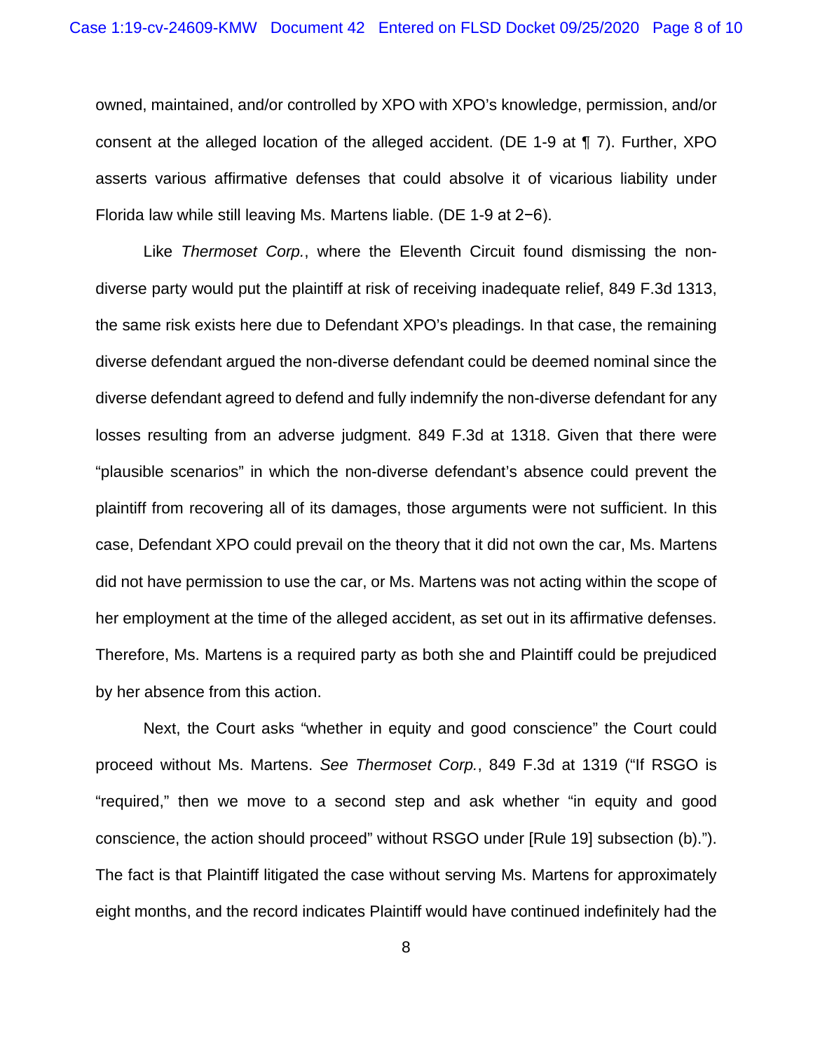owned, maintained, and/or controlled by XPO with XPO's knowledge, permission, and/or consent at the alleged location of the alleged accident. (DE 1-9 at ¶ 7). Further, XPO asserts various affirmative defenses that could absolve it of vicarious liability under Florida law while still leaving Ms. Martens liable. (DE 1-9 at 2−6).

Like *Thermoset Corp.*, where the Eleventh Circuit found dismissing the non-diverse party would put the plaintiff at risk of receiving inadequate relief, 849 F.3d 1313, the same risk exists here due to Defendant XPO's pleadings. In that case, the remaining diverse defendant argued the non-diverse defendant could be deemed nominal since the diverse defendant agreed to defend and fully indemnify the non-diverse defendant for any losses resulting from an adverse judgment. 849 F.3d at 1318. Given that there were "plausible scenarios" in which the non-diverse defendant's absence could prevent the plaintiff from recovering all of its damages, those arguments were not sufficient. In this case, Defendant XPO could prevail on the theory that it did not own the car, Ms. Martens did not have permission to use the car, or Ms. Martens was not acting within the scope of her employment at the time of the alleged accident, as set out in its affirmative defenses. Therefore, Ms. Martens is a required party as both she and Plaintiff could be prejudiced by her absence from this action.

Next, the Court asks "whether in equity and good conscience" the Court could proceed without Ms. Martens. *See Thermoset Corp.*, 849 F.3d at 1319 ("If RSGO is "required," then we move to a second step and ask whether "in equity and good conscience, the action should proceed" without RSGO under [Rule 19] subsection (b)."). The fact is that Plaintiff litigated the case without serving Ms. Martens for approximately eight months, and the record indicates Plaintiff would have continued indefinitely had the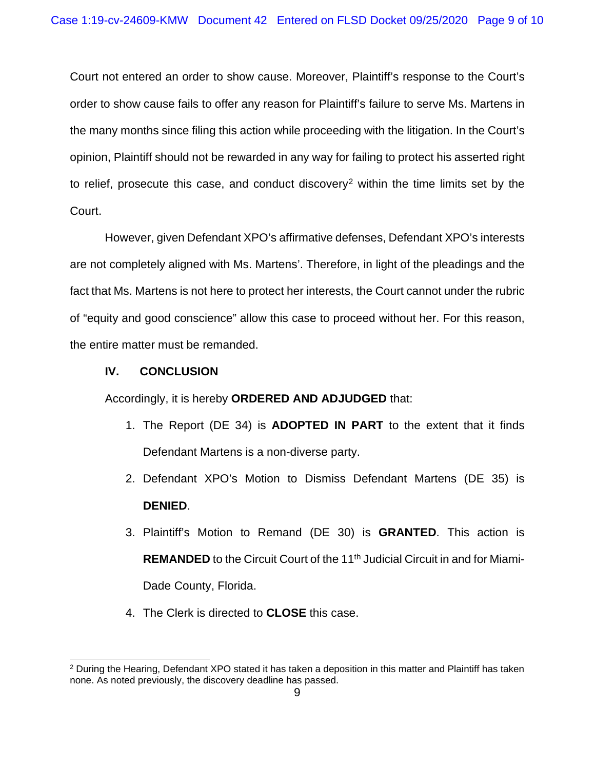Court not entered an order to show cause. Moreover, Plaintiff's response to the Court's order to show cause fails to offer any reason for Plaintiff's failure to serve Ms. Martens in the many months since filing this action while proceeding with the litigation. In the Court's opinion, Plaintiff should not be rewarded in any way for failing to protect his asserted right to relief, prosecute this case, and conduct discovery[2] within the time limits set by the Court.

However, given Defendant XPO's affirmative defenses, Defendant XPO's interests are not completely aligned with Ms. Martens'. Therefore, in light of the pleadings and the fact that Ms. Martens is not here to protect her interests, the Court cannot under the rubric of "equity and good conscience" allow this case to proceed without her. For this reason, the entire matter must be remanded.

## IV. CONCLUSION

Accordingly, it is hereby **ORDERED AND ADJUDGED** that:

1. The Report (DE 34) is **ADOPTED IN PART** to the extent that it finds Defendant Martens is a non-diverse party.
2. Defendant XPO's Motion to Dismiss Defendant Martens (DE 35) is **DENIED**.
3. Plaintiff's Motion to Remand (DE 30) is **GRANTED**. This action is **REMANDED** to the Circuit Court of the 11th Judicial Circuit in and for Miami-Dade County, Florida.
4. The Clerk is directed to **CLOSE** this case.

---

[2] During the Hearing, Defendant XPO stated it has taken a deposition in this matter and Plaintiff has taken none. As noted previously, the discovery deadline has passed.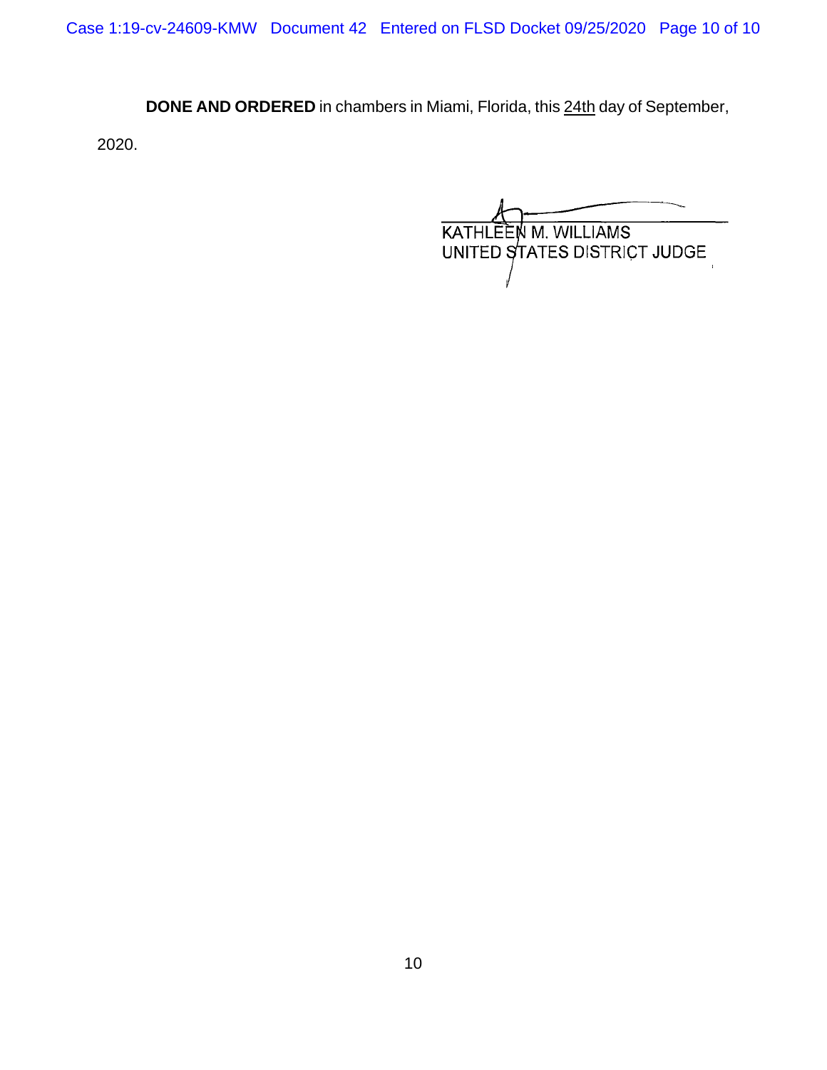**DONE AND ORDERED** in chambers in Miami, Florida, this 24th day of September, 2020.

KATHLEEN M. WILLIAMS
UNITED STATES DISTRICT JUDGE